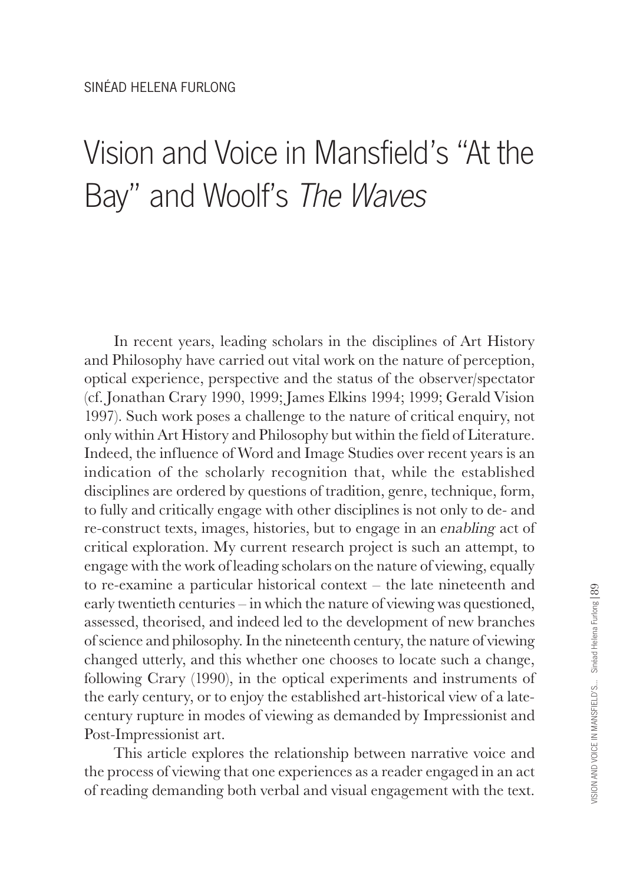SINÉAD HELENA FURLONG

# Vision and Voice in Mansfield's "At the Bay" and Woolf's *The Waves*

In recent years, leading scholars in the disciplines of Art History and Philosophy have carried out vital work on the nature of perception, optical experience, perspective and the status of the observer/spectator (cf. Jonathan Crary 1990, 1999; James Elkins 1994; 1999; Gerald Vision 1997). Such work poses a challenge to the nature of critical enquiry, not only within Art History and Philosophy but within the field of Literature. Indeed, the influence of Word and Image Studies over recent years is an indication of the scholarly recognition that, while the established disciplines are ordered by questions of tradition, genre, technique, form, to fully and critically engage with other disciplines is not only to de- and re-construct texts, images, histories, but to engage in an *enabling* act of critical exploration. My current research project is such an attempt, to engage with the work of leading scholars on the nature of viewing, equally to re-examine a particular historical context – the late nineteenth and early twentieth centuries – in which the nature of viewing was questioned, assessed, theorised, and indeed led to the development of new branches of science and philosophy. In the nineteenth century, the nature of viewing changed utterly, and this whether one chooses to locate such a change, following Crary (1990), in the optical experiments and instruments of the early century, or to enjoy the established art-historical view of a late-century rupture in modes of viewing as demanded by Impressionist and Post-Impressionist art.

This article explores the relationship between narrative voice and the process of viewing that one experiences as a reader engaged in an act of reading demanding both verbal and visual engagement with the text.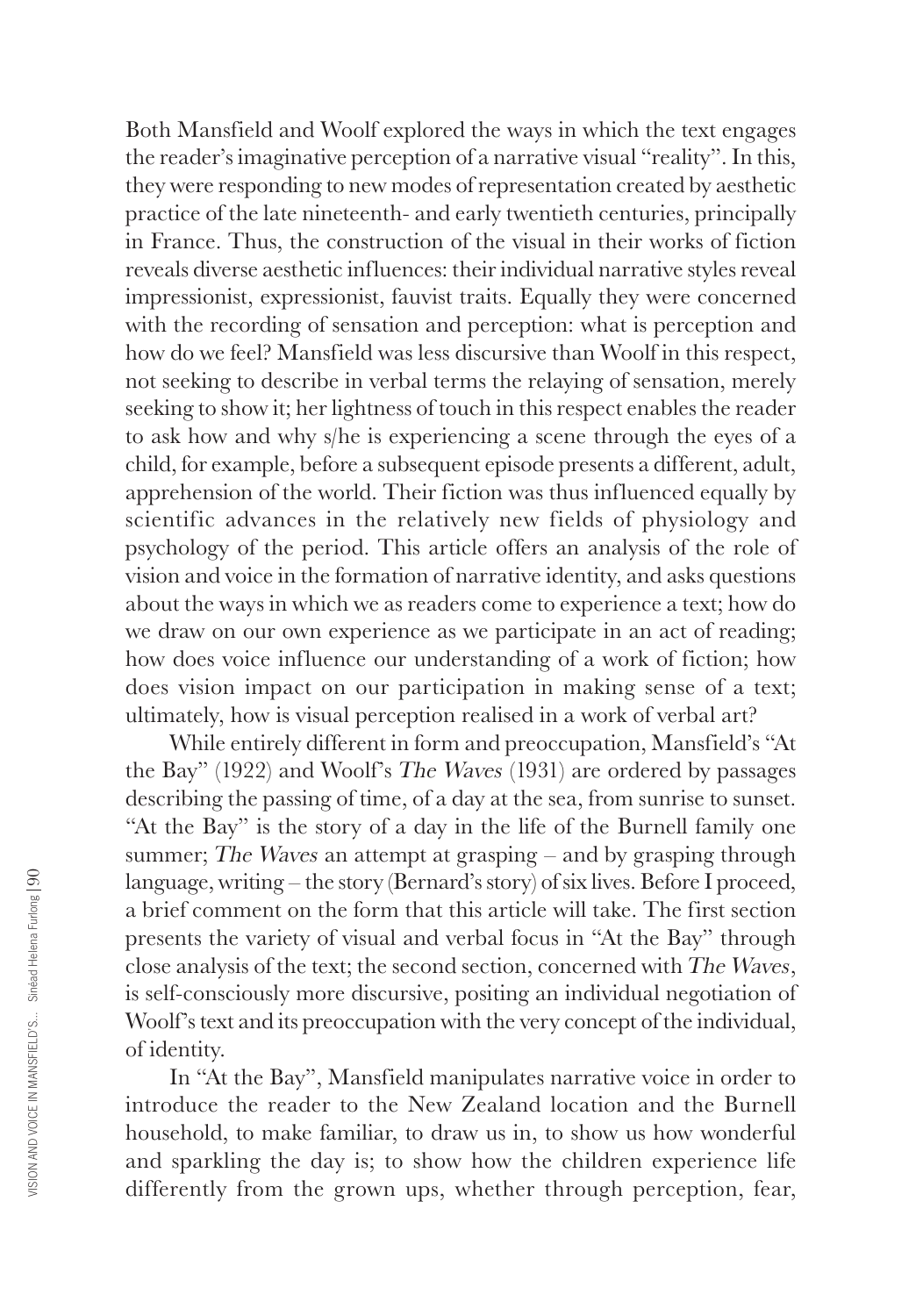Both Mansfield and Woolf explored the ways in which the text engages the reader's imaginative perception of a narrative visual "reality". In this, they were responding to new modes of representation created by aesthetic practice of the late nineteenth- and early twentieth centuries, principally in France. Thus, the construction of the visual in their works of fiction reveals diverse aesthetic influences: their individual narrative styles reveal impressionist, expressionist, fauvist traits. Equally they were concerned with the recording of sensation and perception: what is perception and how do we feel? Mansfield was less discursive than Woolf in this respect, not seeking to describe in verbal terms the relaying of sensation, merely seeking to show it; her lightness of touch in this respect enables the reader to ask how and why s/he is experiencing a scene through the eyes of a child, for example, before a subsequent episode presents a different, adult, apprehension of the world. Their fiction was thus influenced equally by scientific advances in the relatively new fields of physiology and psychology of the period. This article offers an analysis of the role of vision and voice in the formation of narrative identity, and asks questions about the ways in which we as readers come to experience a text; how do we draw on our own experience as we participate in an act of reading; how does voice influence our understanding of a work of fiction; how does vision impact on our participation in making sense of a text; ultimately, how is visual perception realised in a work of verbal art?

While entirely different in form and preoccupation, Mansfield's "At the Bay" (1922) and Woolf's *The Waves* (1931) are ordered by passages describing the passing of time, of a day at the sea, from sunrise to sunset. "At the Bay" is the story of a day in the life of the Burnell family one summer; *The Waves* an attempt at grasping – and by grasping through language, writing – the story (Bernard's story) of six lives. Before I proceed, a brief comment on the form that this article will take. The first section presents the variety of visual and verbal focus in "At the Bay" through close analysis of the text; the second section, concerned with *The Waves*, is self-consciously more discursive, positing an individual negotiation of Woolf's text and its preoccupation with the very concept of the individual, of identity.

In "At the Bay", Mansfield manipulates narrative voice in order to introduce the reader to the New Zealand location and the Burnell household, to make familiar, to draw us in, to show us how wonderful and sparkling the day is; to show how the children experience life differently from the grown ups, whether through perception, fear,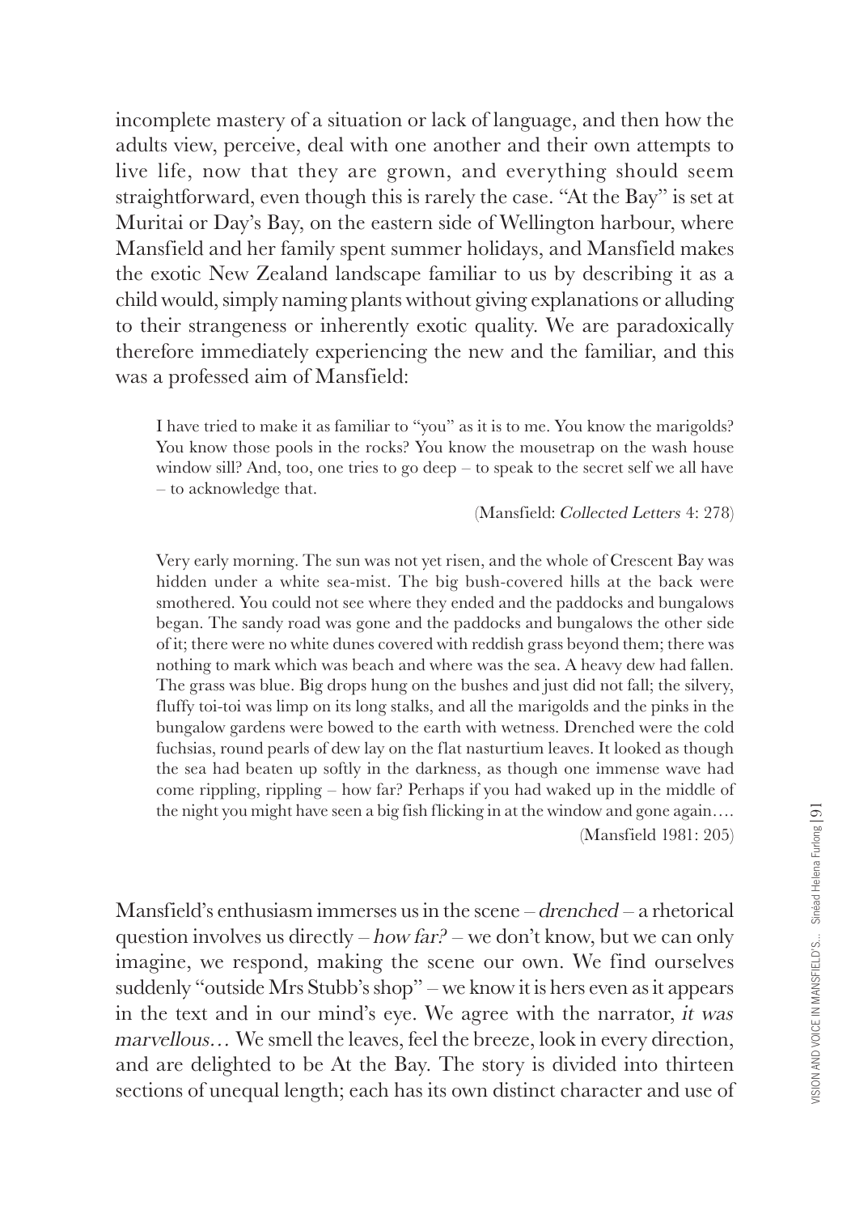incomplete mastery of a situation or lack of language, and then how the adults view, perceive, deal with one another and their own attempts to live life, now that they are grown, and everything should seem straightforward, even though this is rarely the case. "At the Bay" is set at Muritai or Day's Bay, on the eastern side of Wellington harbour, where Mansfield and her family spent summer holidays, and Mansfield makes the exotic New Zealand landscape familiar to us by describing it as a child would, simply naming plants without giving explanations or alluding to their strangeness or inherently exotic quality. We are paradoxically therefore immediately experiencing the new and the familiar, and this was a professed aim of Mansfield:

> I have tried to make it as familiar to "you" as it is to me. You know the marigolds? You know those pools in the rocks? You know the mousetrap on the wash house window sill? And, too, one tries to go deep – to speak to the secret self we all have – to acknowledge that.
>
> (Mansfield: *Collected Letters* 4: 278)

> Very early morning. The sun was not yet risen, and the whole of Crescent Bay was hidden under a white sea-mist. The big bush-covered hills at the back were smothered. You could not see where they ended and the paddocks and bungalows began. The sandy road was gone and the paddocks and bungalows the other side of it; there were no white dunes covered with reddish grass beyond them; there was nothing to mark which was beach and where was the sea. A heavy dew had fallen. The grass was blue. Big drops hung on the bushes and just did not fall; the silvery, fluffy toi-toi was limp on its long stalks, and all the marigolds and the pinks in the bungalow gardens were bowed to the earth with wetness. Drenched were the cold fuchsias, round pearls of dew lay on the flat nasturtium leaves. It looked as though the sea had beaten up softly in the darkness, as though one immense wave had come rippling, rippling – how far? Perhaps if you had waked up in the middle of the night you might have seen a big fish flicking in at the window and gone again….
>
> (Mansfield 1981: 205)

Mansfield's enthusiasm immerses us in the scene – *drenched* – a rhetorical question involves us directly – *how far?* – we don't know, but we can only imagine, we respond, making the scene our own. We find ourselves suddenly "outside Mrs Stubb's shop" – we know it is hers even as it appears in the text and in our mind's eye. We agree with the narrator, *it was marvellous…* We smell the leaves, feel the breeze, look in every direction, and are delighted to be At the Bay. The story is divided into thirteen sections of unequal length; each has its own distinct character and use of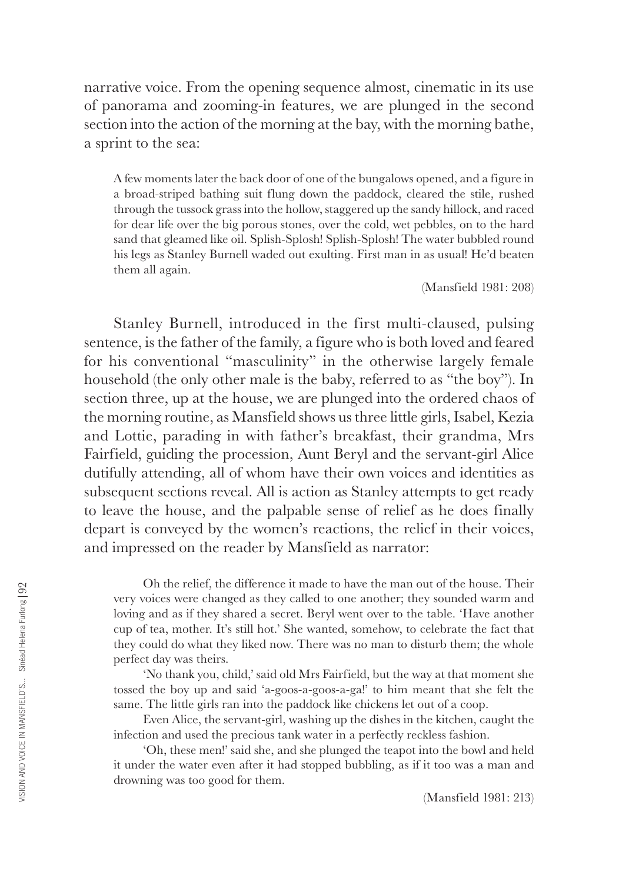narrative voice. From the opening sequence almost, cinematic in its use of panorama and zooming-in features, we are plunged in the second section into the action of the morning at the bay, with the morning bathe, a sprint to the sea:

> A few moments later the back door of one of the bungalows opened, and a figure in a broad-striped bathing suit flung down the paddock, cleared the stile, rushed through the tussock grass into the hollow, staggered up the sandy hillock, and raced for dear life over the big porous stones, over the cold, wet pebbles, on to the hard sand that gleamed like oil. Splish-Splosh! Splish-Splosh! The water bubbled round his legs as Stanley Burnell waded out exulting. First man in as usual! He'd beaten them all again.
>
> (Mansfield 1981: 208)

Stanley Burnell, introduced in the first multi-claused, pulsing sentence, is the father of the family, a figure who is both loved and feared for his conventional "masculinity" in the otherwise largely female household (the only other male is the baby, referred to as "the boy"). In section three, up at the house, we are plunged into the ordered chaos of the morning routine, as Mansfield shows us three little girls, Isabel, Kezia and Lottie, parading in with father's breakfast, their grandma, Mrs Fairfield, guiding the procession, Aunt Beryl and the servant-girl Alice dutifully attending, all of whom have their own voices and identities as subsequent sections reveal. All is action as Stanley attempts to get ready to leave the house, and the palpable sense of relief as he does finally depart is conveyed by the women's reactions, the relief in their voices, and impressed on the reader by Mansfield as narrator:

> Oh the relief, the difference it made to have the man out of the house. Their very voices were changed as they called to one another; they sounded warm and loving and as if they shared a secret. Beryl went over to the table. 'Have another cup of tea, mother. It's still hot.' She wanted, somehow, to celebrate the fact that they could do what they liked now. There was no man to disturb them; the whole perfect day was theirs.
>
> 'No thank you, child,' said old Mrs Fairfield, but the way at that moment she tossed the boy up and said 'a-goos-a-goos-a-ga!' to him meant that she felt the same. The little girls ran into the paddock like chickens let out of a coop.
>
> Even Alice, the servant-girl, washing up the dishes in the kitchen, caught the infection and used the precious tank water in a perfectly reckless fashion.
>
> 'Oh, these men!' said she, and she plunged the teapot into the bowl and held it under the water even after it had stopped bubbling, as if it too was a man and drowning was too good for them.
>
> (Mansfield 1981: 213)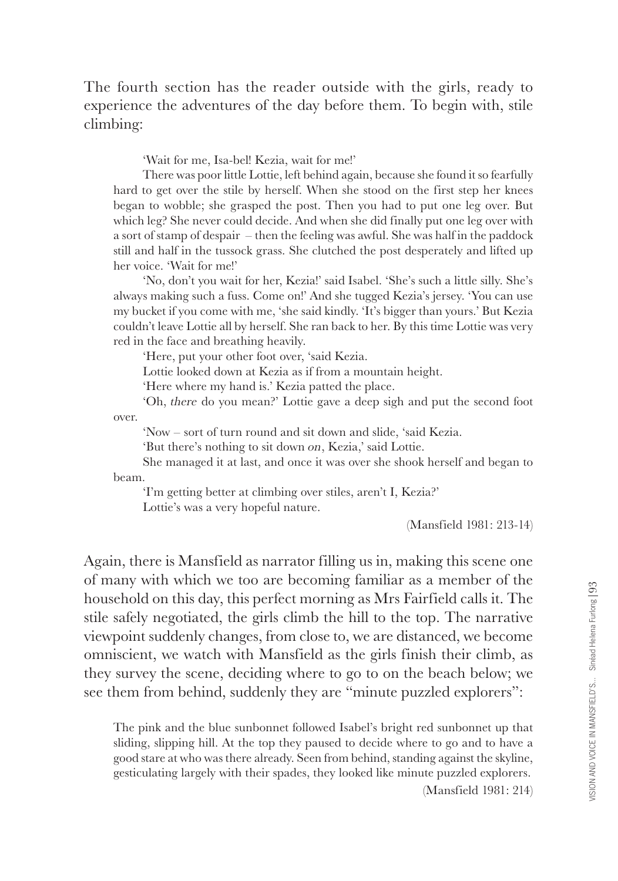The fourth section has the reader outside with the girls, ready to experience the adventures of the day before them. To begin with, stile climbing:

> 'Wait for me, Isa-bel! Kezia, wait for me!'
>
> There was poor little Lottie, left behind again, because she found it so fearfully hard to get over the stile by herself. When she stood on the first step her knees began to wobble; she grasped the post. Then you had to put one leg over. But which leg? She never could decide. And when she did finally put one leg over with a sort of stamp of despair – then the feeling was awful. She was half in the paddock still and half in the tussock grass. She clutched the post desperately and lifted up her voice. 'Wait for me!'
>
> 'No, don't you wait for her, Kezia!' said Isabel. 'She's such a little silly. She's always making such a fuss. Come on!' And she tugged Kezia's jersey. 'You can use my bucket if you come with me, 'she said kindly. 'It's bigger than yours.' But Kezia couldn't leave Lottie all by herself. She ran back to her. By this time Lottie was very red in the face and breathing heavily.
>
> 'Here, put your other foot over, 'said Kezia.
>
> Lottie looked down at Kezia as if from a mountain height.
>
> 'Here where my hand is.' Kezia patted the place.
>
> 'Oh, *there* do you mean?' Lottie gave a deep sigh and put the second foot over.
>
> 'Now – sort of turn round and sit down and slide, 'said Kezia.
>
> 'But there's nothing to sit down *on*, Kezia,' said Lottie.
>
> She managed it at last, and once it was over she shook herself and began to beam.
>
> 'I'm getting better at climbing over stiles, aren't I, Kezia?'
>
> Lottie's was a very hopeful nature.
>
> (Mansfield 1981: 213-14)

Again, there is Mansfield as narrator filling us in, making this scene one of many with which we too are becoming familiar as a member of the household on this day, this perfect morning as Mrs Fairfield calls it. The stile safely negotiated, the girls climb the hill to the top. The narrative viewpoint suddenly changes, from close to, we are distanced, we become omniscient, we watch with Mansfield as the girls finish their climb, as they survey the scene, deciding where to go to on the beach below; we see them from behind, suddenly they are "minute puzzled explorers":

> The pink and the blue sunbonnet followed Isabel's bright red sunbonnet up that sliding, slipping hill. At the top they paused to decide where to go and to have a good stare at who was there already. Seen from behind, standing against the skyline, gesticulating largely with their spades, they looked like minute puzzled explorers.
>
> (Mansfield 1981: 214)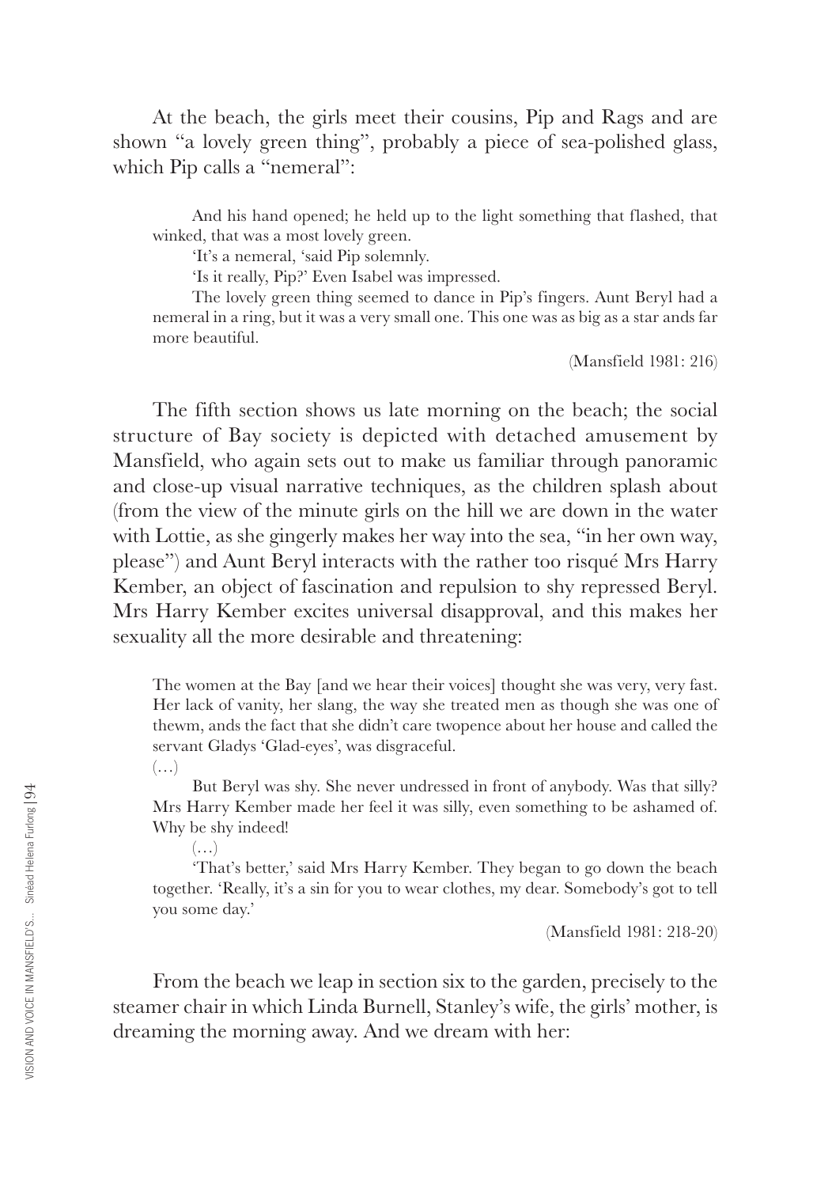At the beach, the girls meet their cousins, Pip and Rags and are shown "a lovely green thing", probably a piece of sea-polished glass, which Pip calls a "nemeral":

> And his hand opened; he held up to the light something that flashed, that winked, that was a most lovely green.
>
> 'It's a nemeral, 'said Pip solemnly.
>
> 'Is it really, Pip?' Even Isabel was impressed.
>
> The lovely green thing seemed to dance in Pip's fingers. Aunt Beryl had a nemeral in a ring, but it was a very small one. This one was as big as a star ands far more beautiful.
>
> (Mansfield 1981: 216)

The fifth section shows us late morning on the beach; the social structure of Bay society is depicted with detached amusement by Mansfield, who again sets out to make us familiar through panoramic and close-up visual narrative techniques, as the children splash about (from the view of the minute girls on the hill we are down in the water with Lottie, as she gingerly makes her way into the sea, "in her own way, please") and Aunt Beryl interacts with the rather too risqué Mrs Harry Kember, an object of fascination and repulsion to shy repressed Beryl. Mrs Harry Kember excites universal disapproval, and this makes her sexuality all the more desirable and threatening:

> The women at the Bay [and we hear their voices] thought she was very, very fast. Her lack of vanity, her slang, the way she treated men as though she was one of thewm, ands the fact that she didn't care twopence about her house and called the servant Gladys 'Glad-eyes', was disgraceful.
>
> (…)
>
> But Beryl was shy. She never undressed in front of anybody. Was that silly? Mrs Harry Kember made her feel it was silly, even something to be ashamed of. Why be shy indeed!
>
> (…)
>
> 'That's better,' said Mrs Harry Kember. They began to go down the beach together. 'Really, it's a sin for you to wear clothes, my dear. Somebody's got to tell you some day.'
>
> (Mansfield 1981: 218-20)

From the beach we leap in section six to the garden, precisely to the steamer chair in which Linda Burnell, Stanley's wife, the girls' mother, is dreaming the morning away. And we dream with her: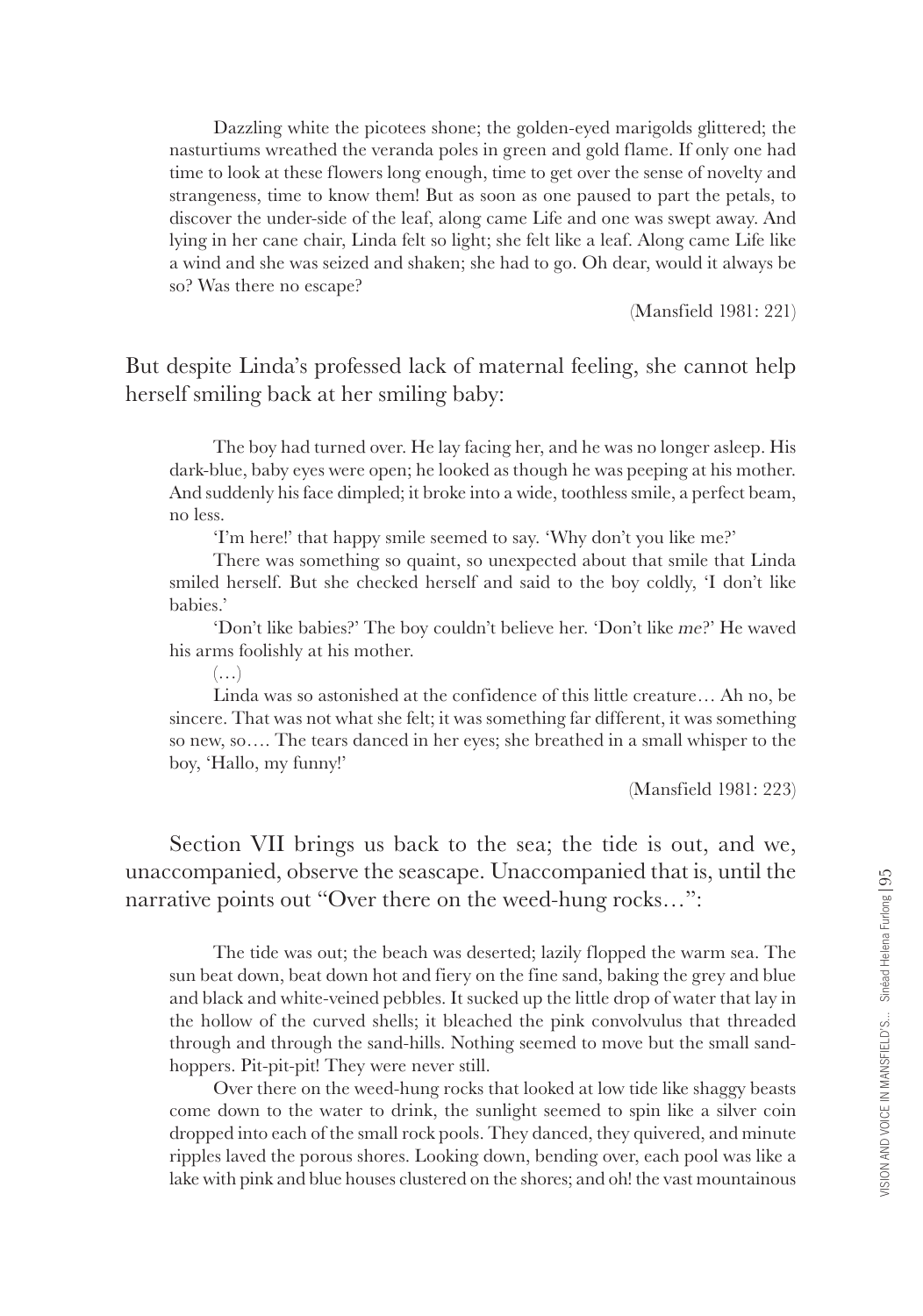> Dazzling white the picotees shone; the golden-eyed marigolds glittered; the nasturtiums wreathed the veranda poles in green and gold flame. If only one had time to look at these flowers long enough, time to get over the sense of novelty and strangeness, time to know them! But as soon as one paused to part the petals, to discover the under-side of the leaf, along came Life and one was swept away. And lying in her cane chair, Linda felt so light; she felt like a leaf. Along came Life like a wind and she was seized and shaken; she had to go. Oh dear, would it always be so? Was there no escape?
>
> (Mansfield 1981: 221)

But despite Linda's professed lack of maternal feeling, she cannot help herself smiling back at her smiling baby:

> The boy had turned over. He lay facing her, and he was no longer asleep. His dark-blue, baby eyes were open; he looked as though he was peeping at his mother. And suddenly his face dimpled; it broke into a wide, toothless smile, a perfect beam, no less.
>
> 'I'm here!' that happy smile seemed to say. 'Why don't you like me?'
>
> There was something so quaint, so unexpected about that smile that Linda smiled herself. But she checked herself and said to the boy coldly, 'I don't like babies.'
>
> 'Don't like babies?' The boy couldn't believe her. 'Don't like *me*?' He waved his arms foolishly at his mother.
>
> (…)
>
> Linda was so astonished at the confidence of this little creature… Ah no, be sincere. That was not what she felt; it was something far different, it was something so new, so…. The tears danced in her eyes; she breathed in a small whisper to the boy, 'Hallo, my funny!'
>
> (Mansfield 1981: 223)

Section VII brings us back to the sea; the tide is out, and we, unaccompanied, observe the seascape. Unaccompanied that is, until the narrative points out "Over there on the weed-hung rocks…":

> The tide was out; the beach was deserted; lazily flopped the warm sea. The sun beat down, beat down hot and fiery on the fine sand, baking the grey and blue and black and white-veined pebbles. It sucked up the little drop of water that lay in the hollow of the curved shells; it bleached the pink convolvulus that threaded through and through the sand-hills. Nothing seemed to move but the small sand-hoppers. Pit-pit-pit! They were never still.
>
> Over there on the weed-hung rocks that looked at low tide like shaggy beasts come down to the water to drink, the sunlight seemed to spin like a silver coin dropped into each of the small rock pools. They danced, they quivered, and minute ripples laved the porous shores. Looking down, bending over, each pool was like a lake with pink and blue houses clustered on the shores; and oh! the vast mountainous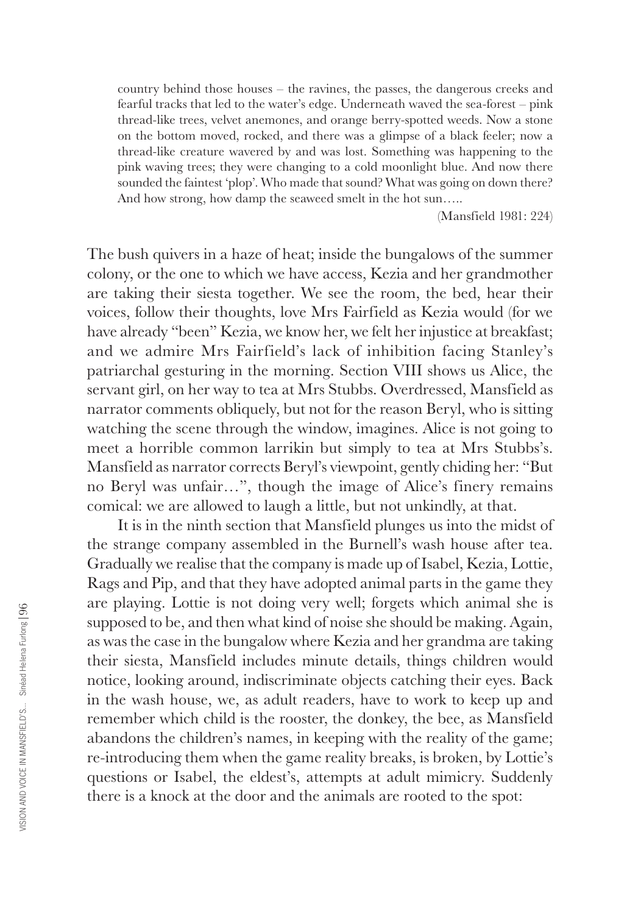> country behind those houses – the ravines, the passes, the dangerous creeks and fearful tracks that led to the water's edge. Underneath waved the sea-forest – pink thread-like trees, velvet anemones, and orange berry-spotted weeds. Now a stone on the bottom moved, rocked, and there was a glimpse of a black feeler; now a thread-like creature wavered by and was lost. Something was happening to the pink waving trees; they were changing to a cold moonlight blue. And now there sounded the faintest 'plop'. Who made that sound? What was going on down there? And how strong, how damp the seaweed smelt in the hot sun…..
>
> (Mansfield 1981: 224)

The bush quivers in a haze of heat; inside the bungalows of the summer colony, or the one to which we have access, Kezia and her grandmother are taking their siesta together. We see the room, the bed, hear their voices, follow their thoughts, love Mrs Fairfield as Kezia would (for we have already "been" Kezia, we know her, we felt her injustice at breakfast; and we admire Mrs Fairfield's lack of inhibition facing Stanley's patriarchal gesturing in the morning. Section VIII shows us Alice, the servant girl, on her way to tea at Mrs Stubbs. Overdressed, Mansfield as narrator comments obliquely, but not for the reason Beryl, who is sitting watching the scene through the window, imagines. Alice is not going to meet a horrible common larrikin but simply to tea at Mrs Stubbs's. Mansfield as narrator corrects Beryl's viewpoint, gently chiding her: "But no Beryl was unfair…", though the image of Alice's finery remains comical: we are allowed to laugh a little, but not unkindly, at that.

It is in the ninth section that Mansfield plunges us into the midst of the strange company assembled in the Burnell's wash house after tea. Gradually we realise that the company is made up of Isabel, Kezia, Lottie, Rags and Pip, and that they have adopted animal parts in the game they are playing. Lottie is not doing very well; forgets which animal she is supposed to be, and then what kind of noise she should be making. Again, as was the case in the bungalow where Kezia and her grandma are taking their siesta, Mansfield includes minute details, things children would notice, looking around, indiscriminate objects catching their eyes. Back in the wash house, we, as adult readers, have to work to keep up and remember which child is the rooster, the donkey, the bee, as Mansfield abandons the children's names, in keeping with the reality of the game; re-introducing them when the game reality breaks, is broken, by Lottie's questions or Isabel, the eldest's, attempts at adult mimicry. Suddenly there is a knock at the door and the animals are rooted to the spot: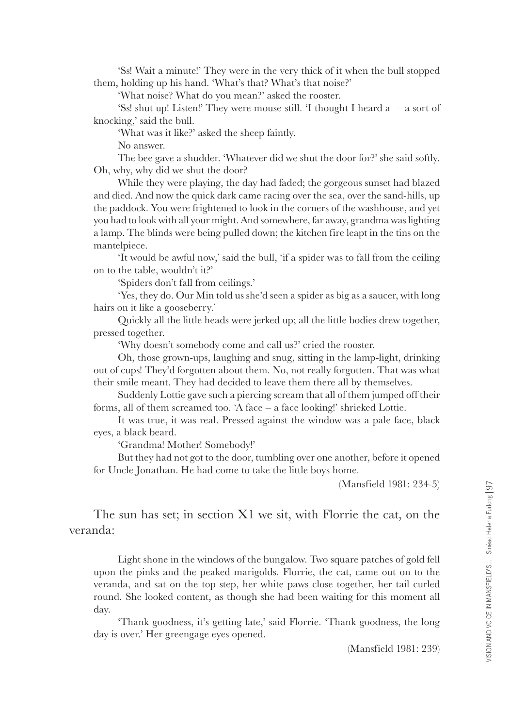'Ss! Wait a minute!' They were in the very thick of it when the bull stopped them, holding up his hand. 'What's that? What's that noise?'

'What noise? What do you mean?' asked the rooster.

'Ss! shut up! Listen!' They were mouse-still. 'I thought I heard a – a sort of knocking,' said the bull.

'What was it like?' asked the sheep faintly.

No answer.

The bee gave a shudder. 'Whatever did we shut the door for?' she said softly. Oh, why, why did we shut the door?

While they were playing, the day had faded; the gorgeous sunset had blazed and died. And now the quick dark came racing over the sea, over the sand-hills, up the paddock. You were frightened to look in the corners of the washhouse, and yet you had to look with all your might. And somewhere, far away, grandma was lighting a lamp. The blinds were being pulled down; the kitchen fire leapt in the tins on the mantelpiece.

'It would be awful now,' said the bull, 'if a spider was to fall from the ceiling on to the table, wouldn't it?'

'Spiders don't fall from ceilings.'

'Yes, they do. Our Min told us she'd seen a spider as big as a saucer, with long hairs on it like a gooseberry.'

Quickly all the little heads were jerked up; all the little bodies drew together, pressed together.

'Why doesn't somebody come and call us?' cried the rooster.

Oh, those grown-ups, laughing and snug, sitting in the lamp-light, drinking out of cups! They'd forgotten about them. No, not really forgotten. That was what their smile meant. They had decided to leave them there all by themselves.

Suddenly Lottie gave such a piercing scream that all of them jumped off their forms, all of them screamed too. 'A face – a face looking!' shrieked Lottie.

It was true, it was real. Pressed against the window was a pale face, black eyes, a black beard.

'Grandma! Mother! Somebody!'

But they had not got to the door, tumbling over one another, before it opened for Uncle Jonathan. He had come to take the little boys home.

(Mansfield 1981: 234-5)

The sun has set; in section X1 we sit, with Florrie the cat, on the veranda:

Light shone in the windows of the bungalow. Two square patches of gold fell upon the pinks and the peaked marigolds. Florrie, the cat, came out on to the veranda, and sat on the top step, her white paws close together, her tail curled round. She looked content, as though she had been waiting for this moment all day.

'Thank goodness, it's getting late,' said Florrie. 'Thank goodness, the long day is over.' Her greengage eyes opened.

(Mansfield 1981: 239)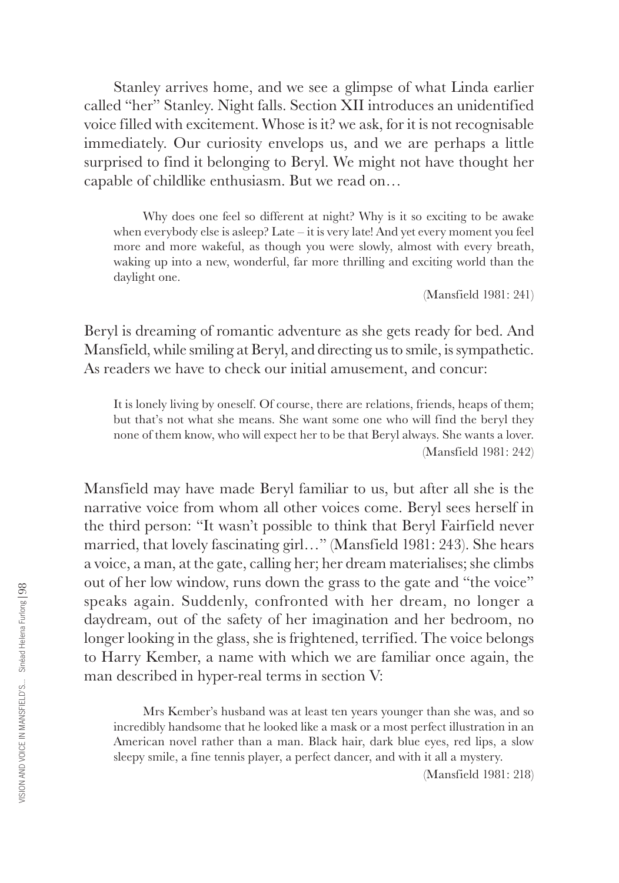Stanley arrives home, and we see a glimpse of what Linda earlier called "her" Stanley. Night falls. Section XII introduces an unidentified voice filled with excitement. Whose is it? we ask, for it is not recognisable immediately. Our curiosity envelops us, and we are perhaps a little surprised to find it belonging to Beryl. We might not have thought her capable of childlike enthusiasm. But we read on…

> Why does one feel so different at night? Why is it so exciting to be awake when everybody else is asleep? Late – it is very late! And yet every moment you feel more and more wakeful, as though you were slowly, almost with every breath, waking up into a new, wonderful, far more thrilling and exciting world than the daylight one.
>
> (Mansfield 1981: 241)

Beryl is dreaming of romantic adventure as she gets ready for bed. And Mansfield, while smiling at Beryl, and directing us to smile, is sympathetic. As readers we have to check our initial amusement, and concur:

> It is lonely living by oneself. Of course, there are relations, friends, heaps of them; but that's not what she means. She want some one who will find the beryl they none of them know, who will expect her to be that Beryl always. She wants a lover.
>
> (Mansfield 1981: 242)

Mansfield may have made Beryl familiar to us, but after all she is the narrative voice from whom all other voices come. Beryl sees herself in the third person: "It wasn't possible to think that Beryl Fairfield never married, that lovely fascinating girl…" (Mansfield 1981: 243). She hears a voice, a man, at the gate, calling her; her dream materialises; she climbs out of her low window, runs down the grass to the gate and "the voice" speaks again. Suddenly, confronted with her dream, no longer a daydream, out of the safety of her imagination and her bedroom, no longer looking in the glass, she is frightened, terrified. The voice belongs to Harry Kember, a name with which we are familiar once again, the man described in hyper-real terms in section V:

> Mrs Kember's husband was at least ten years younger than she was, and so incredibly handsome that he looked like a mask or a most perfect illustration in an American novel rather than a man. Black hair, dark blue eyes, red lips, a slow sleepy smile, a fine tennis player, a perfect dancer, and with it all a mystery.
>
> (Mansfield 1981: 218)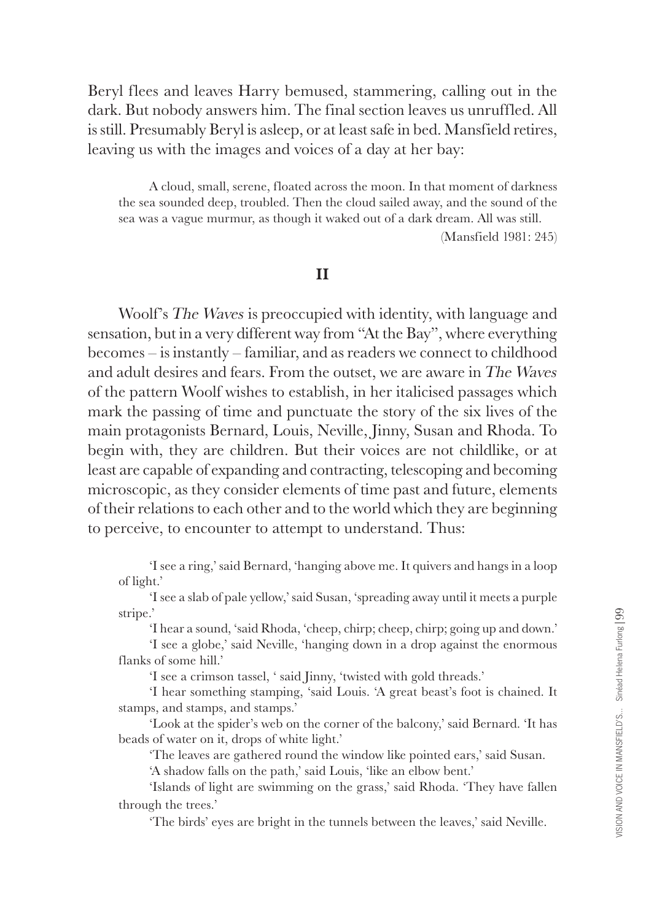Beryl flees and leaves Harry bemused, stammering, calling out in the dark. But nobody answers him. The final section leaves us unruffled. All is still. Presumably Beryl is asleep, or at least safe in bed. Mansfield retires, leaving us with the images and voices of a day at her bay:

> A cloud, small, serene, floated across the moon. In that moment of darkness the sea sounded deep, troubled. Then the cloud sailed away, and the sound of the sea was a vague murmur, as though it waked out of a dark dream. All was still.
>
> (Mansfield 1981: 245)

## II

Woolf's *The Waves* is preoccupied with identity, with language and sensation, but in a very different way from "At the Bay", where everything becomes – is instantly – familiar, and as readers we connect to childhood and adult desires and fears. From the outset, we are aware in *The Waves* of the pattern Woolf wishes to establish, in her italicised passages which mark the passing of time and punctuate the story of the six lives of the main protagonists Bernard, Louis, Neville, Jinny, Susan and Rhoda. To begin with, they are children. But their voices are not childlike, or at least are capable of expanding and contracting, telescoping and becoming microscopic, as they consider elements of time past and future, elements of their relations to each other and to the world which they are beginning to perceive, to encounter to attempt to understand. Thus:

> 'I see a ring,' said Bernard, 'hanging above me. It quivers and hangs in a loop of light.'
>
> 'I see a slab of pale yellow,' said Susan, 'spreading away until it meets a purple stripe.'
>
> 'I hear a sound, 'said Rhoda, 'cheep, chirp; cheep, chirp; going up and down.'
>
> 'I see a globe,' said Neville, 'hanging down in a drop against the enormous flanks of some hill.'
>
> 'I see a crimson tassel, ' said Jinny, 'twisted with gold threads.'
>
> 'I hear something stamping, 'said Louis. 'A great beast's foot is chained. It stamps, and stamps, and stamps.'
>
> 'Look at the spider's web on the corner of the balcony,' said Bernard. 'It has beads of water on it, drops of white light.'
>
> 'The leaves are gathered round the window like pointed ears,' said Susan.
>
> 'A shadow falls on the path,' said Louis, 'like an elbow bent.'
>
> 'Islands of light are swimming on the grass,' said Rhoda. 'They have fallen through the trees.'
>
> 'The birds' eyes are bright in the tunnels between the leaves,' said Neville.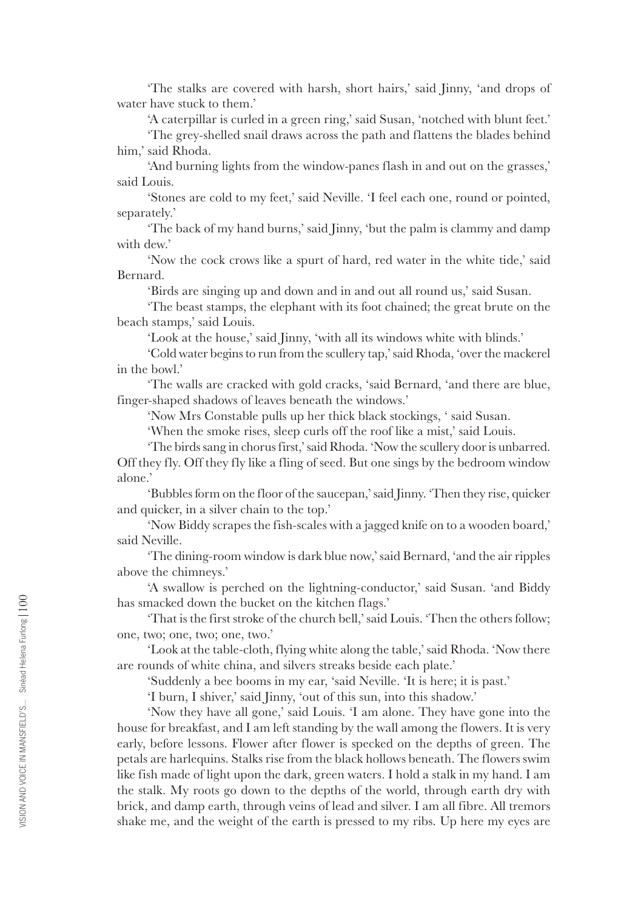'The stalks are covered with harsh, short hairs,' said Jinny, 'and drops of water have stuck to them.'

'A caterpillar is curled in a green ring,' said Susan, 'notched with blunt feet.'

'The grey-shelled snail draws across the path and flattens the blades behind him,' said Rhoda.

'And burning lights from the window-panes flash in and out on the grasses,' said Louis.

'Stones are cold to my feet,' said Neville. 'I feel each one, round or pointed, separately.'

'The back of my hand burns,' said Jinny, 'but the palm is clammy and damp with dew.'

'Now the cock crows like a spurt of hard, red water in the white tide,' said Bernard.

'Birds are singing up and down and in and out all round us,' said Susan.

'The beast stamps, the elephant with its foot chained; the great brute on the beach stamps,' said Louis.

'Look at the house,' said Jinny, 'with all its windows white with blinds.'

'Cold water begins to run from the scullery tap,' said Rhoda, 'over the mackerel in the bowl.'

'The walls are cracked with gold cracks, 'said Bernard, 'and there are blue, finger-shaped shadows of leaves beneath the windows.'

'Now Mrs Constable pulls up her thick black stockings, ' said Susan.

'When the smoke rises, sleep curls off the roof like a mist,' said Louis.

'The birds sang in chorus first,' said Rhoda. 'Now the scullery door is unbarred. Off they fly. Off they fly like a fling of seed. But one sings by the bedroom window alone.'

'Bubbles form on the floor of the saucepan,' said Jinny. 'Then they rise, quicker and quicker, in a silver chain to the top.'

'Now Biddy scrapes the fish-scales with a jagged knife on to a wooden board,' said Neville.

'The dining-room window is dark blue now,' said Bernard, 'and the air ripples above the chimneys.'

'A swallow is perched on the lightning-conductor,' said Susan. 'and Biddy has smacked down the bucket on the kitchen flags.'

'That is the first stroke of the church bell,' said Louis. 'Then the others follow; one, two; one, two; one, two.'

'Look at the table-cloth, flying white along the table,' said Rhoda. 'Now there are rounds of white china, and silvers streaks beside each plate.'

'Suddenly a bee booms in my ear, 'said Neville. 'It is here; it is past.'

'I burn, I shiver,' said Jinny, 'out of this sun, into this shadow.'

'Now they have all gone,' said Louis. 'I am alone. They have gone into the house for breakfast, and I am left standing by the wall among the flowers. It is very early, before lessons. Flower after flower is specked on the depths of green. The petals are harlequins. Stalks rise from the black hollows beneath. The flowers swim like fish made of light upon the dark, green waters. I hold a stalk in my hand. I am the stalk. My roots go down to the depths of the world, through earth dry with brick, and damp earth, through veins of lead and silver. I am all fibre. All tremors shake me, and the weight of the earth is pressed to my ribs. Up here my eyes are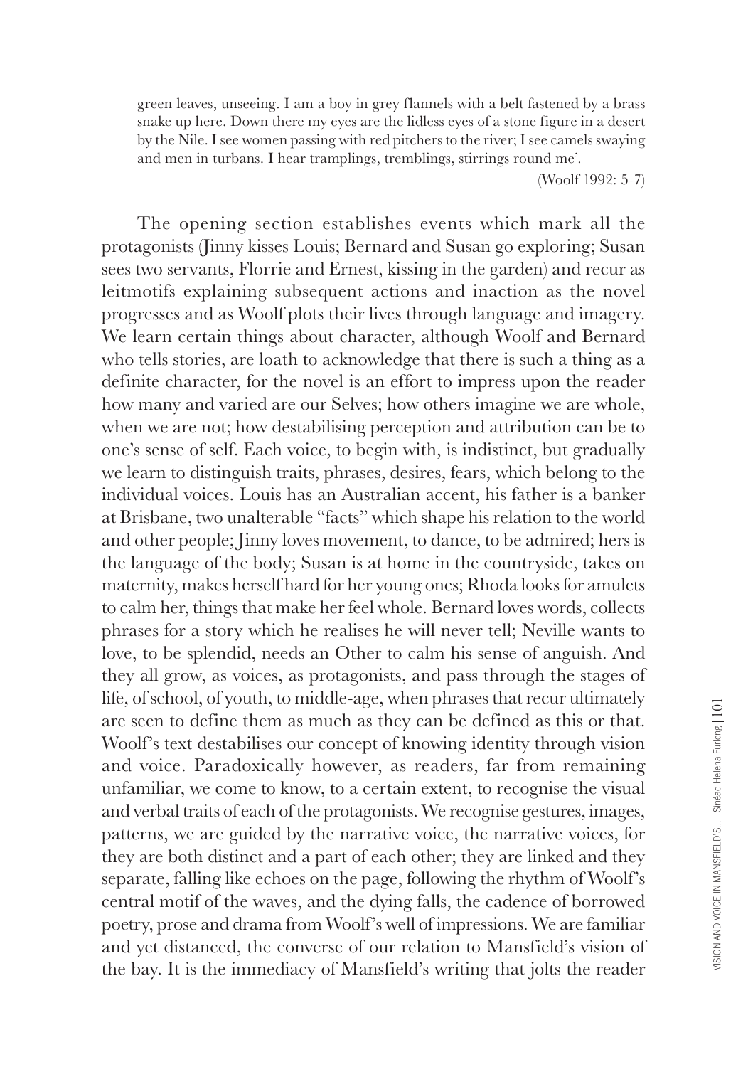green leaves, unseeing. I am a boy in grey flannels with a belt fastened by a brass snake up here. Down there my eyes are the lidless eyes of a stone figure in a desert by the Nile. I see women passing with red pitchers to the river; I see camels swaying and men in turbans. I hear tramplings, tremblings, stirrings round me'.

(Woolf 1992: 5-7)

The opening section establishes events which mark all the protagonists (Jinny kisses Louis; Bernard and Susan go exploring; Susan sees two servants, Florrie and Ernest, kissing in the garden) and recur as leitmotifs explaining subsequent actions and inaction as the novel progresses and as Woolf plots their lives through language and imagery. We learn certain things about character, although Woolf and Bernard who tells stories, are loath to acknowledge that there is such a thing as a definite character, for the novel is an effort to impress upon the reader how many and varied are our Selves; how others imagine we are whole, when we are not; how destabilising perception and attribution can be to one's sense of self. Each voice, to begin with, is indistinct, but gradually we learn to distinguish traits, phrases, desires, fears, which belong to the individual voices. Louis has an Australian accent, his father is a banker at Brisbane, two unalterable "facts" which shape his relation to the world and other people; Jinny loves movement, to dance, to be admired; hers is the language of the body; Susan is at home in the countryside, takes on maternity, makes herself hard for her young ones; Rhoda looks for amulets to calm her, things that make her feel whole. Bernard loves words, collects phrases for a story which he realises he will never tell; Neville wants to love, to be splendid, needs an Other to calm his sense of anguish. And they all grow, as voices, as protagonists, and pass through the stages of life, of school, of youth, to middle-age, when phrases that recur ultimately are seen to define them as much as they can be defined as this or that. Woolf's text destabilises our concept of knowing identity through vision and voice. Paradoxically however, as readers, far from remaining unfamiliar, we come to know, to a certain extent, to recognise the visual and verbal traits of each of the protagonists. We recognise gestures, images, patterns, we are guided by the narrative voice, the narrative voices, for they are both distinct and a part of each other; they are linked and they separate, falling like echoes on the page, following the rhythm of Woolf's central motif of the waves, and the dying falls, the cadence of borrowed poetry, prose and drama from Woolf's well of impressions. We are familiar and yet distanced, the converse of our relation to Mansfield's vision of the bay. It is the immediacy of Mansfield's writing that jolts the reader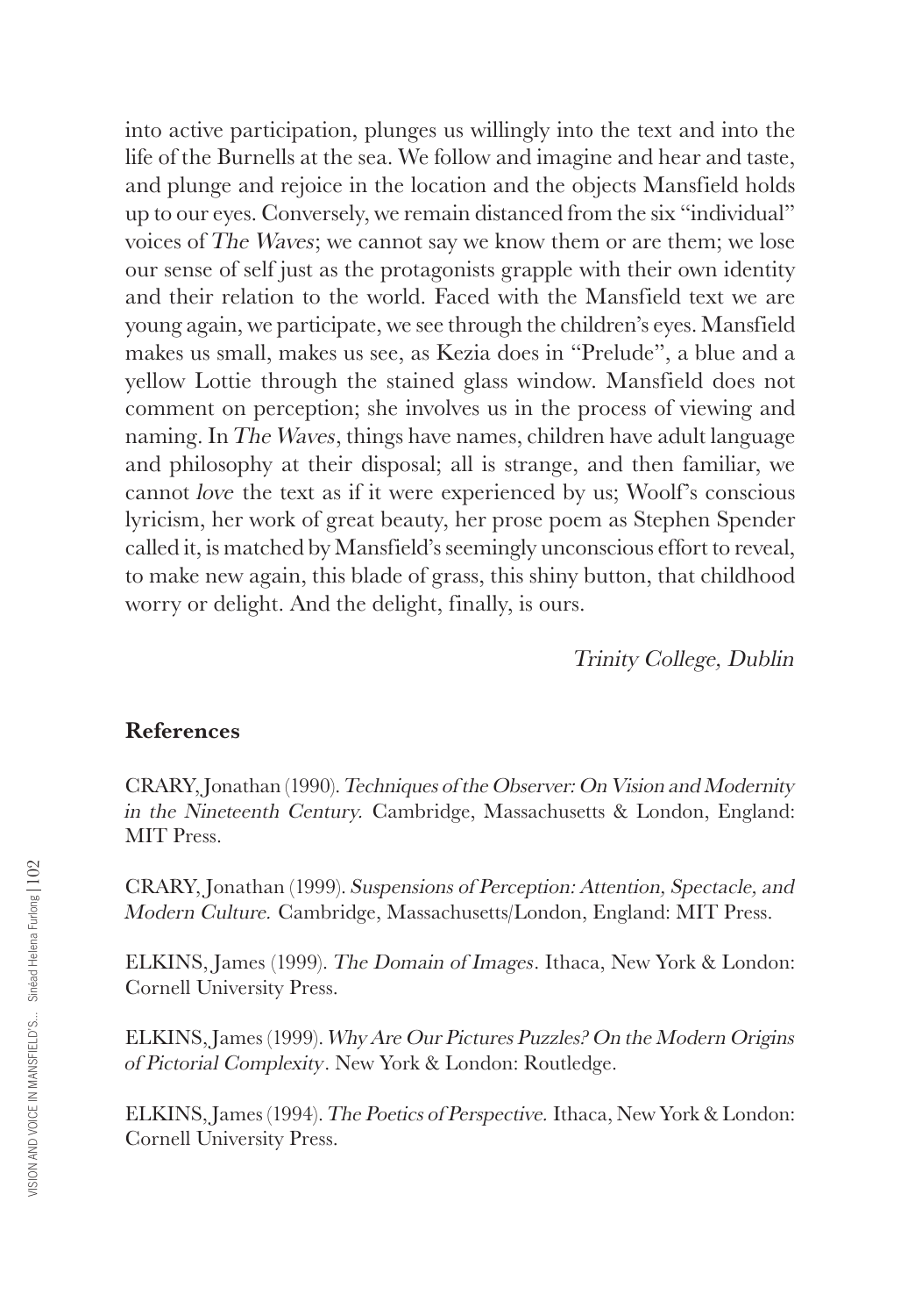into active participation, plunges us willingly into the text and into the life of the Burnells at the sea. We follow and imagine and hear and taste, and plunge and rejoice in the location and the objects Mansfield holds up to our eyes. Conversely, we remain distanced from the six "individual" voices of *The Waves*; we cannot say we know them or are them; we lose our sense of self just as the protagonists grapple with their own identity and their relation to the world. Faced with the Mansfield text we are young again, we participate, we see through the children's eyes. Mansfield makes us small, makes us see, as Kezia does in "Prelude", a blue and a yellow Lottie through the stained glass window. Mansfield does not comment on perception; she involves us in the process of viewing and naming. In *The Waves*, things have names, children have adult language and philosophy at their disposal; all is strange, and then familiar, we cannot *love* the text as if it were experienced by us; Woolf's conscious lyricism, her work of great beauty, her prose poem as Stephen Spender called it, is matched by Mansfield's seemingly unconscious effort to reveal, to make new again, this blade of grass, this shiny button, that childhood worry or delight. And the delight, finally, is ours.

*Trinity College, Dublin*

## References

CRARY, Jonathan (1990). *Techniques of the Observer: On Vision and Modernity in the Nineteenth Century.* Cambridge, Massachusetts & London, England: MIT Press.

CRARY, Jonathan (1999). *Suspensions of Perception: Attention, Spectacle, and Modern Culture.* Cambridge, Massachusetts/London, England: MIT Press.

ELKINS, James (1999). *The Domain of Images*. Ithaca, New York & London: Cornell University Press.

ELKINS, James (1999). *Why Are Our Pictures Puzzles? On the Modern Origins of Pictorial Complexity*. New York & London: Routledge.

ELKINS, James (1994). *The Poetics of Perspective.* Ithaca, New York & London: Cornell University Press.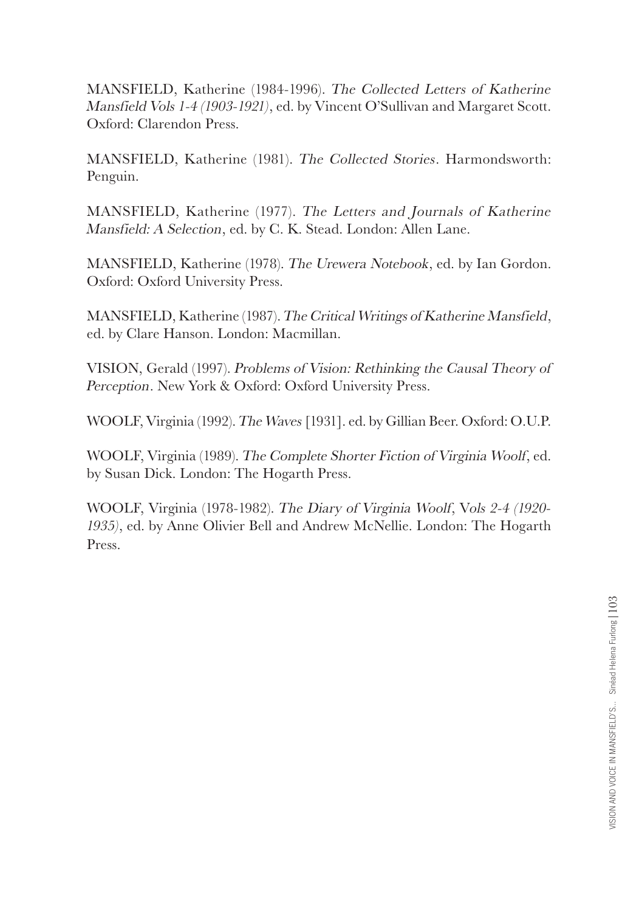MANSFIELD, Katherine (1984-1996). *The Collected Letters of Katherine Mansfield Vols 1-4 (1903-1921)*, ed. by Vincent O'Sullivan and Margaret Scott. Oxford: Clarendon Press.

MANSFIELD, Katherine (1981). *The Collected Stories*. Harmondsworth: Penguin.

MANSFIELD, Katherine (1977). *The Letters and Journals of Katherine Mansfield: A Selection*, ed. by C. K. Stead. London: Allen Lane.

MANSFIELD, Katherine (1978). *The Urewera Notebook*, ed. by Ian Gordon. Oxford: Oxford University Press.

MANSFIELD, Katherine (1987). *The Critical Writings of Katherine Mansfield*, ed. by Clare Hanson. London: Macmillan.

VISION, Gerald (1997). *Problems of Vision: Rethinking the Causal Theory of Perception*. New York & Oxford: Oxford University Press.

WOOLF, Virginia (1992). *The Waves* [1931]. ed. by Gillian Beer. Oxford: O.U.P.

WOOLF, Virginia (1989). *The Complete Shorter Fiction of Virginia Woolf*, ed. by Susan Dick. London: The Hogarth Press.

WOOLF, Virginia (1978-1982). *The Diary of Virginia Woolf*, V*ols 2-4 (1920-1935)*, ed. by Anne Olivier Bell and Andrew McNellie. London: The Hogarth Press.